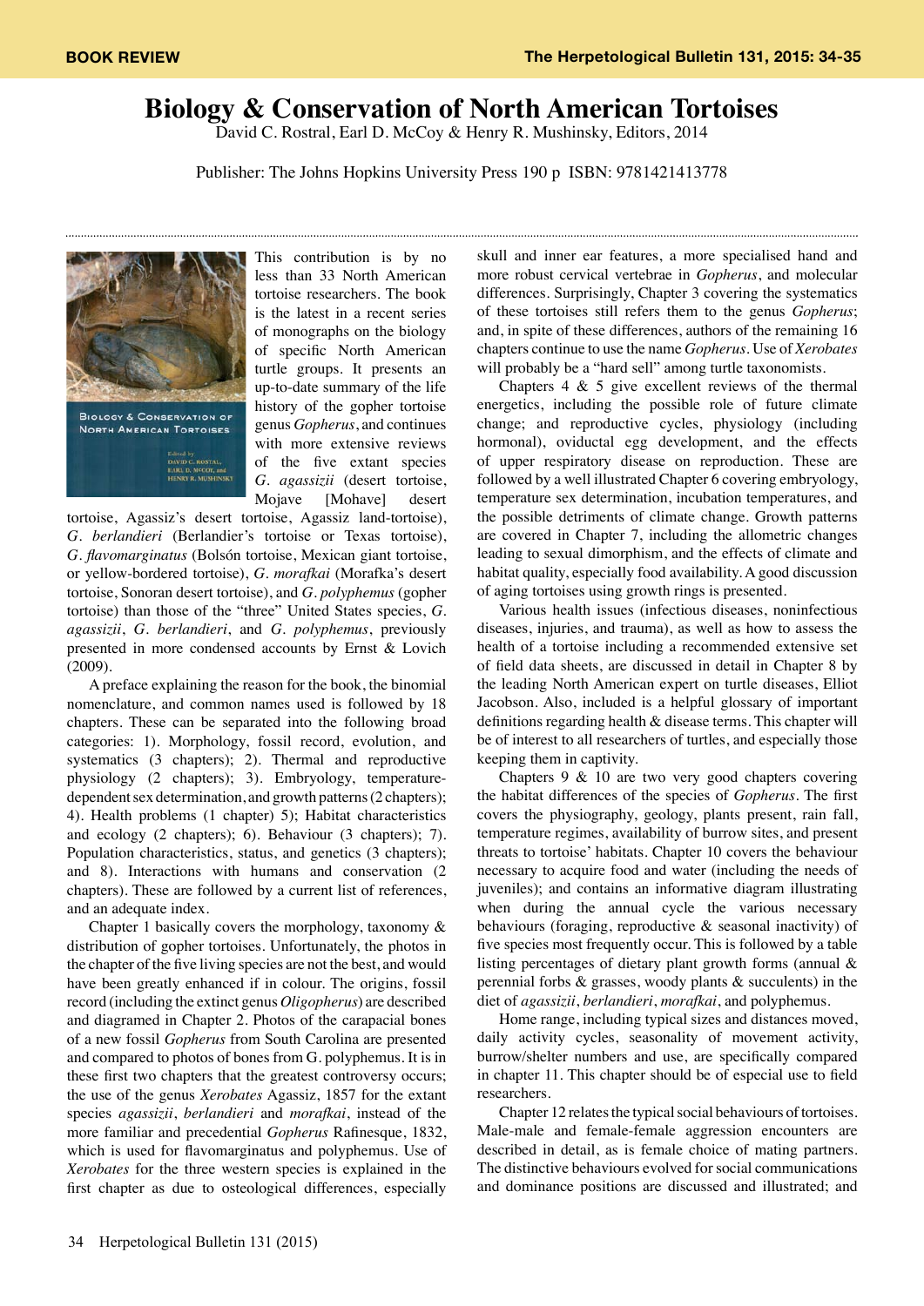BOOK REVIEW

# Biology & Conservation of North American Tortoises

David C. Rostral, Earl D. McCoy & Henry R. Mushinsky, Editors, 2014

Publisher: The Johns Hopkins University Press 190 p ISBN: 9781421413778

---

This contribution is by no less than 33 North American tortoise researchers. The book is the latest in a recent series of monographs on the biology of specific North American turtle groups. It presents an up-to-date summary of the life history of the gopher tortoise genus *Gopherus*, and continues with more extensive reviews of the five extant species *G. agassizii* (desert tortoise, Mojave [Mohave] desert tortoise, Agassiz's desert tortoise, Agassiz land-tortoise), *G. berlandieri* (Berlandier's tortoise or Texas tortoise), *G. flavomarginatus* (Bolsón tortoise, Mexican giant tortoise, or yellow-bordered tortoise), *G. morafkai* (Morafka's desert tortoise, Sonoran desert tortoise), and *G. polyphemus* (gopher tortoise) than those of the "three" United States species, *G. agassizii*, *G. berlandieri*, and *G. polyphemus*, previously presented in more condensed accounts by Ernst & Lovich (2009).

A preface explaining the reason for the book, the binomial nomenclature, and common names used is followed by 18 chapters. These can be separated into the following broad categories: 1). Morphology, fossil record, evolution, and systematics (3 chapters); 2). Thermal and reproductive physiology (2 chapters); 3). Embryology, temperature-dependent sex determination, and growth patterns (2 chapters); 4). Health problems (1 chapter) 5); Habitat characteristics and ecology (2 chapters); 6). Behaviour (3 chapters); 7). Population characteristics, status, and genetics (3 chapters); and 8). Interactions with humans and conservation (2 chapters). These are followed by a current list of references, and an adequate index.

Chapter 1 basically covers the morphology, taxonomy & distribution of gopher tortoises. Unfortunately, the photos in the chapter of the five living species are not the best, and would have been greatly enhanced if in colour. The origins, fossil record (including the extinct genus *Oligopherus*) are described and diagramed in Chapter 2. Photos of the carapacial bones of a new fossil *Gopherus* from South Carolina are presented and compared to photos of bones from G. polyphemus. It is in these first two chapters that the greatest controversy occurs; the use of the genus *Xerobates* Agassiz, 1857 for the extant species *agassizii*, *berlandieri* and *morafkai*, instead of the more familiar and precedential *Gopherus* Rafinesque, 1832, which is used for flavomarginatus and polyphemus. Use of *Xerobates* for the three western species is explained in the first chapter as due to osteological differences, especially skull and inner ear features, a more specialised hand and more robust cervical vertebrae in *Gopherus*, and molecular differences. Surprisingly, Chapter 3 covering the systematics of these tortoises still refers them to the genus *Gopherus*; and, in spite of these differences, authors of the remaining 16 chapters continue to use the name *Gopherus*. Use of *Xerobates* will probably be a "hard sell" among turtle taxonomists.

Chapters 4 & 5 give excellent reviews of the thermal energetics, including the possible role of future climate change; and reproductive cycles, physiology (including hormonal), oviductal egg development, and the effects of upper respiratory disease on reproduction. These are followed by a well illustrated Chapter 6 covering embryology, temperature sex determination, incubation temperatures, and the possible detriments of climate change. Growth patterns are covered in Chapter 7, including the allometric changes leading to sexual dimorphism, and the effects of climate and habitat quality, especially food availability. A good discussion of aging tortoises using growth rings is presented.

Various health issues (infectious diseases, noninfectious diseases, injuries, and trauma), as well as how to assess the health of a tortoise including a recommended extensive set of field data sheets, are discussed in detail in Chapter 8 by the leading North American expert on turtle diseases, Elliot Jacobson. Also, included is a helpful glossary of important definitions regarding health & disease terms. This chapter will be of interest to all researchers of turtles, and especially those keeping them in captivity.

Chapters 9 & 10 are two very good chapters covering the habitat differences of the species of *Gopherus*. The first covers the physiography, geology, plants present, rain fall, temperature regimes, availability of burrow sites, and present threats to tortoise' habitats. Chapter 10 covers the behaviour necessary to acquire food and water (including the needs of juveniles); and contains an informative diagram illustrating when during the annual cycle the various necessary behaviours (foraging, reproductive & seasonal inactivity) of five species most frequently occur. This is followed by a table listing percentages of dietary plant growth forms (annual & perennial forbs & grasses, woody plants & succulents) in the diet of *agassizii*, *berlandieri*, *morafkai*, and polyphemus.

Home range, including typical sizes and distances moved, daily activity cycles, seasonality of movement activity, burrow/shelter numbers and use, are specifically compared in chapter 11. This chapter should be of especial use to field researchers.

Chapter 12 relates the typical social behaviours of tortoises. Male-male and female-female aggression encounters are described in detail, as is female choice of mating partners. The distinctive behaviours evolved for social communications and dominance positions are discussed and illustrated; and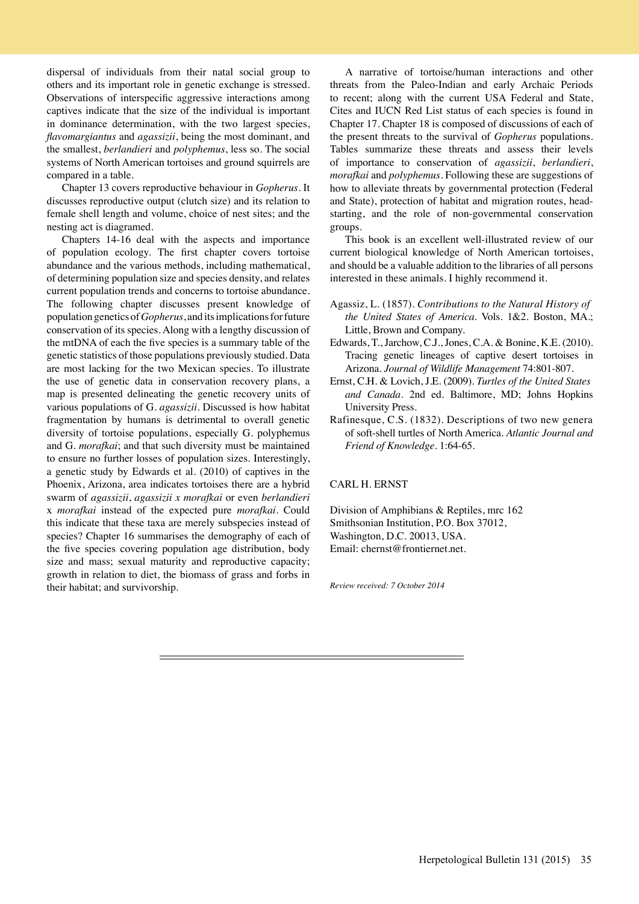dispersal of individuals from their natal social group to others and its important role in genetic exchange is stressed. Observations of interspecific aggressive interactions among captives indicate that the size of the individual is important in dominance determination, with the two largest species, *flavomargiantus* and *agassizii*, being the most dominant, and the smallest, *berlandieri* and *polyphemus*, less so. The social systems of North American tortoises and ground squirrels are compared in a table.

Chapter 13 covers reproductive behaviour in *Gopherus*. It discusses reproductive output (clutch size) and its relation to female shell length and volume, choice of nest sites; and the nesting act is diagramed.

Chapters 14-16 deal with the aspects and importance of population ecology. The first chapter covers tortoise abundance and the various methods, including mathematical, of determining population size and species density, and relates current population trends and concerns to tortoise abundance. The following chapter discusses present knowledge of population genetics of *Gopherus*, and its implications for future conservation of its species. Along with a lengthy discussion of the mtDNA of each the five species is a summary table of the genetic statistics of those populations previously studied. Data are most lacking for the two Mexican species. To illustrate the use of genetic data in conservation recovery plans, a map is presented delineating the genetic recovery units of various populations of G. *agassizii*. Discussed is how habitat fragmentation by humans is detrimental to overall genetic diversity of tortoise populations, especially G. polyphemus and G. *morafkai*; and that such diversity must be maintained to ensure no further losses of population sizes. Interestingly, a genetic study by Edwards et al. (2010) of captives in the Phoenix, Arizona, area indicates tortoises there are a hybrid swarm of *agassizii*, *agassizii x morafkai* or even *berlandieri* x *morafkai* instead of the expected pure *morafkai*. Could this indicate that these taxa are merely subspecies instead of species? Chapter 16 summarises the demography of each of the five species covering population age distribution, body size and mass; sexual maturity and reproductive capacity; growth in relation to diet, the biomass of grass and forbs in their habitat; and survivorship.

A narrative of tortoise/human interactions and other threats from the Paleo-Indian and early Archaic Periods to recent; along with the current USA Federal and State, Cites and IUCN Red List status of each species is found in Chapter 17. Chapter 18 is composed of discussions of each of the present threats to the survival of *Gopherus* populations. Tables summarize these threats and assess their levels of importance to conservation of *agassizii*, *berlandieri*, *morafkai* and *polyphemus*. Following these are suggestions of how to alleviate threats by governmental protection (Federal and State), protection of habitat and migration routes, head-starting, and the role of non-governmental conservation groups.

This book is an excellent well-illustrated review of our current biological knowledge of North American tortoises, and should be a valuable addition to the libraries of all persons interested in these animals. I highly recommend it.

Agassiz, L. (1857). *Contributions to the Natural History of the United States of America*. Vols. 1&2. Boston, MA.; Little, Brown and Company.

Edwards, T., Jarchow, C.J., Jones, C.A. & Bonine, K.E. (2010). Tracing genetic lineages of captive desert tortoises in Arizona. *Journal of Wildlife Management* 74:801-807.

Ernst, C.H. & Lovich, J.E. (2009). *Turtles of the United States and Canada*. 2nd ed. Baltimore, MD; Johns Hopkins University Press.

Rafinesque, C.S. (1832). Descriptions of two new genera of soft-shell turtles of North America. *Atlantic Journal and Friend of Knowledge*. 1:64-65.

CARL H. ERNST

Division of Amphibians & Reptiles, mrc 162
Smithsonian Institution, P.O. Box 37012,
Washington, D.C. 20013, USA.
Email: chernst@frontiernet.net.

*Review received: 7 October 2014*